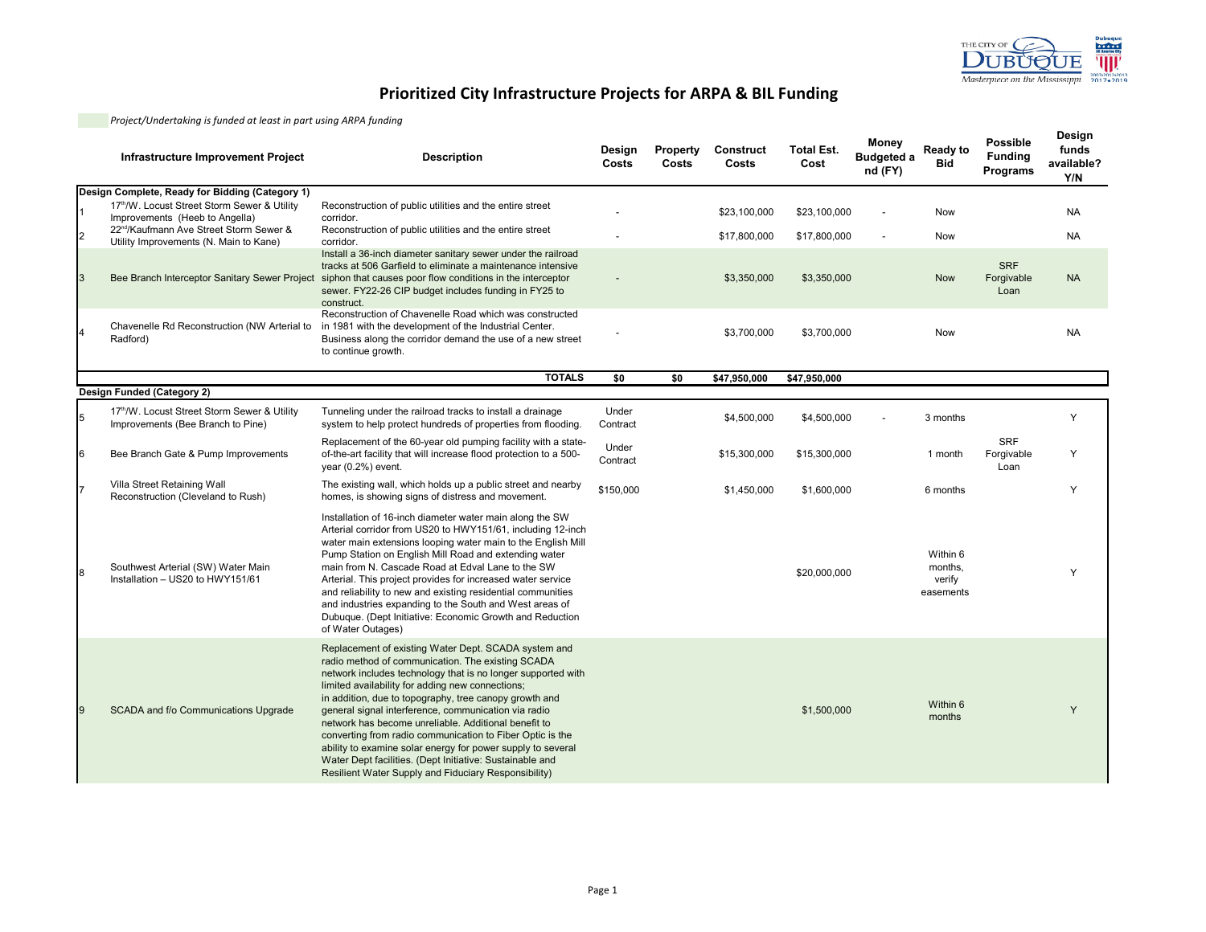# Prioritized City Infrastructure Projects for ARPA & BIL Funding

*Project/Undertaking is funded at least in part using ARPA funding*

| | Infrastructure Improvement Project | Description | Design Costs | Property Costs | Construct Costs | Total Est. Cost | Money Budgeted and (FY) | Ready to Bid | Possible Funding Programs | Design funds available? Y/N |
|---|---|---|---|---|---|---|---|---|---|---|
| **Design Complete, Ready for Bidding (Category 1)** | | | | | | | | | | |
| 1 | 17th/W. Locust Street Storm Sewer & Utility Improvements (Heeb to Angella) | Reconstruction of public utilities and the entire street corridor. | - | | $23,100,000 | $23,100,000 | - | Now | | NA |
| 2 | 22nd/Kaufmann Ave Street Storm Sewer & Utility Improvements (N. Main to Kane) | Reconstruction of public utilities and the entire street corridor. | - | | $17,800,000 | $17,800,000 | - | Now | | NA |
| 3 | Bee Branch Interceptor Sanitary Sewer Project | Install a 36-inch diameter sanitary sewer under the railroad tracks at 506 Garfield to eliminate a maintenance intensive siphon that causes poor flow conditions in the interceptor sewer. FY22-26 CIP budget includes funding in FY25 to construct. | - | | $3,350,000 | $3,350,000 | | Now | SRF Forgivable Loan | NA |
| 4 | Chavenelle Rd Reconstruction (NW Arterial to Radford) | Reconstruction of Chavenelle Road which was constructed in 1981 with the development of the Industrial Center. Business along the corridor demand the use of a new street to continue growth. | - | | $3,700,000 | $3,700,000 | | Now | | NA |
| | | **TOTALS** | **$0** | **$0** | **$47,950,000** | **$47,950,000** | | | | |
| **Design Funded (Category 2)** | | | | | | | | | | |
| 5 | 17th/W. Locust Street Storm Sewer & Utility Improvements (Bee Branch to Pine) | Tunneling under the railroad tracks to install a drainage system to help protect hundreds of properties from flooding. | Under Contract | | $4,500,000 | $4,500,000 | - | 3 months | | Y |
| 6 | Bee Branch Gate & Pump Improvements | Replacement of the 60-year old pumping facility with a state-of-the-art facility that will increase flood protection to a 500-year (0.2%) event. | Under Contract | | $15,300,000 | $15,300,000 | | 1 month | SRF Forgivable Loan | Y |
| 7 | Villa Street Retaining Wall Reconstruction (Cleveland to Rush) | The existing wall, which holds up a public street and nearby homes, is showing signs of distress and movement. | $150,000 | | $1,450,000 | $1,600,000 | | 6 months | | Y |
| 8 | Southwest Arterial (SW) Water Main Installation – US20 to HWY151/61 | Installation of 16-inch diameter water main along the SW Arterial corridor from US20 to HWY151/61, including 12-inch water main extensions looping water main to the English Mill Pump Station on English Mill Road and extending water main from N. Cascade Road at Edval Lane to the SW Arterial. This project provides for increased water service and reliability to new and existing residential communities and industries expanding to the South and West areas of Dubuque. (Dept Initiative: Economic Growth and Reduction of Water Outages) | | | | $20,000,000 | | Within 6 months, verify easements | | Y |
| 9 | SCADA and f/o Communications Upgrade | Replacement of existing Water Dept. SCADA system and radio method of communication. The existing SCADA network includes technology that is no longer supported with limited availability for adding new connections; in addition, due to topography, tree canopy growth and general signal interference, communication via radio network has become unreliable. Additional benefit to converting from radio communication to Fiber Optic is the ability to examine solar energy for power supply to several Water Dept facilities. (Dept Initiative: Sustainable and Resilient Water Supply and Fiduciary Responsibility) | | | | $1,500,000 | | Within 6 months | | Y |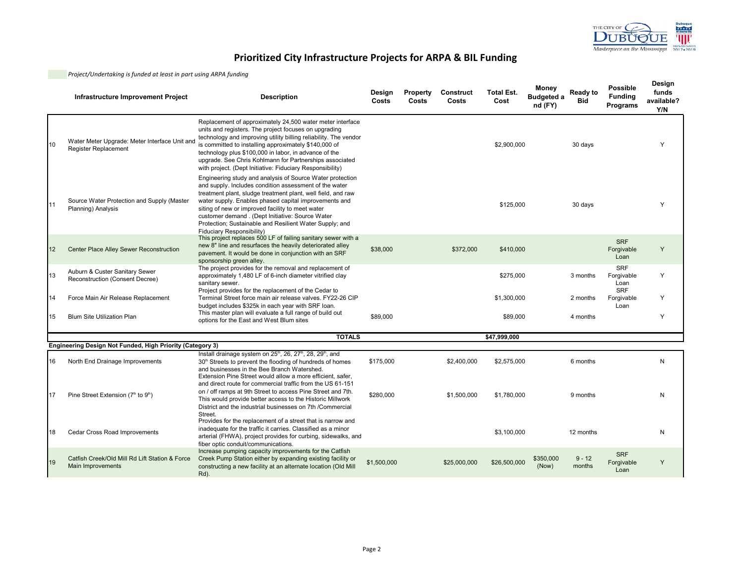# Prioritized City Infrastructure Projects for ARPA & BIL Funding

*Project/Undertaking is funded at least in part using ARPA funding*

| | Infrastructure Improvement Project | Description | Design Costs | Property Costs | Construct Costs | Total Est. Cost | Money Budgeted and (FY) | Ready to Bid | Possible Funding Programs | Design funds available? Y/N |
|---|---|---|---|---|---|---|---|---|---|---|
| 10 | Water Meter Upgrade: Meter Interface Unit and Register Replacement | Replacement of approximately 24,500 water meter interface units and registers. The project focuses on upgrading technology and improving utility billing reliability. The vendor is committed to installing approximately $140,000 of technology plus $100,000 in labor, in advance of the upgrade. See Chris Kohlmann for Partnerships associated with project. (Dept Initiative: Fiduciary Responsibility) | | | | $2,900,000 | | 30 days | | Y |
| 11 | Source Water Protection and Supply (Master Planning) Analysis | Engineering study and analysis of Source Water protection and supply. Includes condition assessment of the water treatment plant, sludge treatment plant, well field, and raw water supply. Enables phased capital improvements and siting of new or improved facility to meet water customer demand . (Dept Initiative: Source Water Protection; Sustainable and Resilient Water Supply; and Fiduciary Responsibility) | | | | $125,000 | | 30 days | | Y |
| 12 | Center Place Alley Sewer Reconstruction | This project replaces 500 LF of failing sanitary sewer with a new 8" line and resurfaces the heavily deteriorated alley pavement. It would be done in conjunction with an SRF sponsorship green alley. | $38,000 | | $372,000 | $410,000 | | | SRF Forgivable Loan | Y |
| 13 | Auburn & Custer Sanitary Sewer Reconstruction (Consent Decree) | The project provides for the removal and replacement of approximately 1,480 LF of 6-inch diameter vitrified clay sanitary sewer. | | | | $275,000 | | 3 months | SRF Forgivable Loan | Y |
| 14 | Force Main Air Release Replacement | Project provides for the replacement of the Cedar to Terminal Street force main air release valves. FY22-26 CIP budget includes $325k in each year with SRF loan. | | | | $1,300,000 | | 2 months | SRF Forgivable Loan | Y |
| 15 | Blum Site Utilization Plan | This master plan will evaluate a full range of build out options for the East and West Blum sites | $89,000 | | | $89,000 | | 4 months | | Y |
| | | **TOTALS** | | | | **$47,999,000** | | | | |
| **Engineering Design Not Funded, High Priority (Category 3)** | | | | | | | | | | |
| 16 | North End Drainage Improvements | Install drainage system on 25th, 26, 27th, 28, 29th, and 30th Streets to prevent the flooding of hundreds of homes and businesses in the Bee Branch Watershed. | $175,000 | | $2,400,000 | $2,575,000 | | 6 months | | N |
| 17 | Pine Street Extension (7th to 9th) | Extension Pine Street would allow a more efficient, safer, and direct route for commercial traffic from the US 61-151 on / off ramps at 9th Street to access Pine Street and 7th. This would provide better access to the Historic Millwork District and the industrial businesses on 7th /Commercial Street. | $280,000 | | $1,500,000 | $1,780,000 | | 9 months | | N |
| 18 | Cedar Cross Road Improvements | Provides for the replacement of a street that is narrow and inadequate for the traffic it carries. Classified as a minor arterial (FHWA), project provides for curbing, sidewalks, and fiber optic conduit/communications. | | | | $3,100,000 | | 12 months | | N |
| 19 | Catfish Creek/Old Mill Rd Lift Station & Force Main Improvements | Increase pumping capacity improvements for the Catfish Creek Pump Station either by expanding existing facility or constructing a new facility at an alternate location (Old Mill Rd). | $1,500,000 | | $25,000,000 | $26,500,000 | $350,000 (Now) | 9 - 12 months | SRF Forgivable Loan | Y |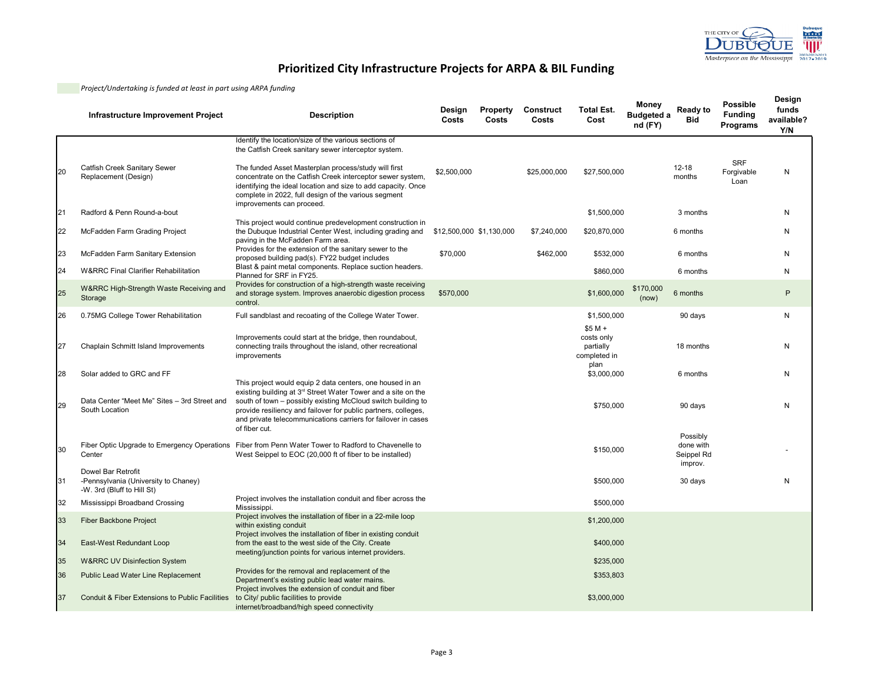# Prioritized City Infrastructure Projects for ARPA & BIL Funding

*Project/Undertaking is funded at least in part using ARPA funding*

| | Infrastructure Improvement Project | Description | Design Costs | Property Costs | Construct Costs | Total Est. Cost | Money Budgeted and (FY) | Ready to Bid | Possible Funding Programs | Design funds available? Y/N |
|---|---|---|---|---|---|---|---|---|---|---|
| 20 | Catfish Creek Sanitary Sewer Replacement (Design) | Identify the location/size of the various sections of the Catfish Creek sanitary sewer interceptor system. The funded Asset Masterplan process/study will first concentrate on the Catfish Creek interceptor sewer system, identifying the ideal location and size to add capacity. Once complete in 2022, full design of the various segment improvements can proceed. | $2,500,000 | | $25,000,000 | $27,500,000 | | 12-18 months | SRF Forgivable Loan | N |
| 21 | Radford & Penn Round-a-bout | | | | | $1,500,000 | | 3 months | | N |
| 22 | McFadden Farm Grading Project | This project would continue predevelopment construction in the Dubuque Industrial Center West, including grading and paving in the McFadden Farm area. | $12,500,000 | $1,130,000 | $7,240,000 | $20,870,000 | | 6 months | | N |
| 23 | McFadden Farm Sanitary Extension | Provides for the extension of the sanitary sewer to the proposed building pad(s). FY22 budget includes | $70,000 | | $462,000 | $532,000 | | 6 months | | N |
| 24 | W&RRC Final Clarifier Rehabilitation | Blast & paint metal components. Replace suction headers. Planned for SRF in FY25. | | | | $860,000 | | 6 months | | N |
| 25 | W&RRC High-Strength Waste Receiving and Storage | Provides for construction of a high-strength waste receiving and storage system. Improves anaerobic digestion process control. | $570,000 | | | $1,600,000 | $170,000 (now) | 6 months | | P |
| 26 | 0.75MG College Tower Rehabilitation | Full sandblast and recoating of the College Water Tower. | | | | $1,500,000 | | 90 days | | N |
| 27 | Chaplain Schmitt Island Improvements | Improvements could start at the bridge, then roundabout, connecting trails throughout the island, other recreational improvements | | | | $5 M + costs only partially completed in plan | | 18 months | | N |
| 28 | Solar added to GRC and FF | | | | | $3,000,000 | | 6 months | | N |
| 29 | Data Center "Meet Me" Sites – 3rd Street and South Location | This project would equip 2 data centers, one housed in an existing building at 3rd Street Water Tower and a site on the south of town – possibly existing McCloud switch building to provide resiliency and failover for public partners, colleges, and private telecommunications carriers for failover in cases of fiber cut. | | | | $750,000 | | 90 days | | N |
| 30 | Fiber Optic Upgrade to Emergency Operations Center | Fiber from Penn Water Tower to Radford to Chavenelle to West Seippel to EOC (20,000 ft of fiber to be installed) | | | | $150,000 | | Possibly done with Seippel Rd improv. | | - |
| 31 | Dowel Bar Retrofit -Pennsylvania (University to Chaney) -W. 3rd (Bluff to Hill St) | | | | | $500,000 | | 30 days | | N |
| 32 | Mississippi Broadband Crossing | Project involves the installation conduit and fiber across the Mississippi. | | | | $500,000 | | | | |
| 33 | Fiber Backbone Project | Project involves the installation of fiber in a 22-mile loop within existing conduit | | | | $1,200,000 | | | | |
| 34 | East-West Redundant Loop | Project involves the installation of fiber in existing conduit from the east to the west side of the City. Create meeting/junction points for various internet providers. | | | | $400,000 | | | | |
| 35 | W&RRC UV Disinfection System | | | | | $235,000 | | | | |
| 36 | Public Lead Water Line Replacement | Provides for the removal and replacement of the Department's existing public lead water mains. | | | | $353,803 | | | | |
| 37 | Conduit & Fiber Extensions to Public Facilities | Project involves the extension of conduit and fiber to City/ public facilities to provide internet/broadband/high speed connectivity | | | | $3,000,000 | | | | |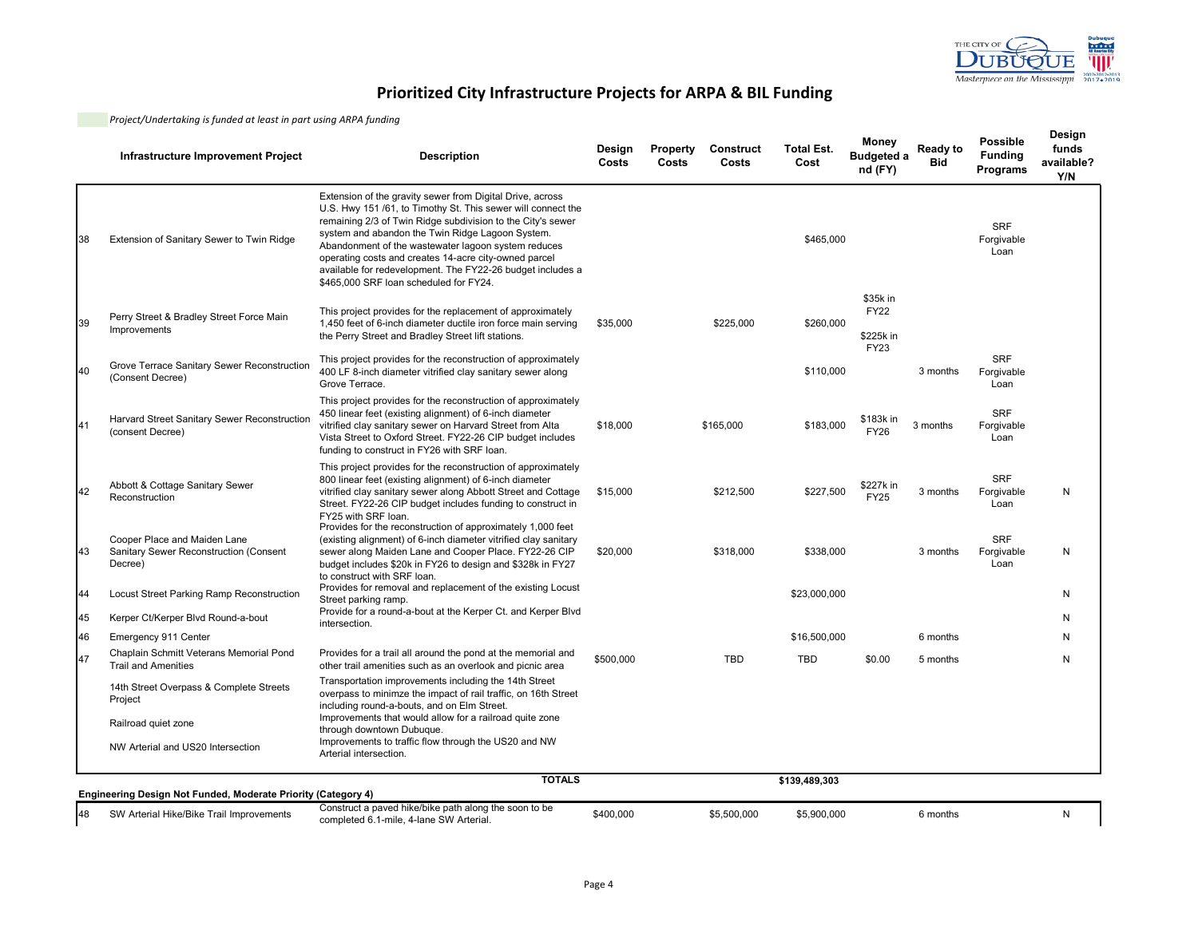# Prioritized City Infrastructure Projects for ARPA & BIL Funding

*Project/Undertaking is funded at least in part using ARPA funding*

| | Infrastructure Improvement Project | Description | Design Costs | Property Costs | Construct Costs | Total Est. Cost | Money Budgeted and (FY) | Ready to Bid | Possible Funding Programs | Design funds available? Y/N |
|---|---|---|---|---|---|---|---|---|---|---|
| 38 | Extension of Sanitary Sewer to Twin Ridge | Extension of the gravity sewer from Digital Drive, across U.S. Hwy 151 /61, to Timothy St. This sewer will connect the remaining 2/3 of Twin Ridge subdivision to the City's sewer system and abandon the Twin Ridge Lagoon System. Abandonment of the wastewater lagoon system reduces operating costs and creates 14-acre city-owned parcel available for redevelopment. The FY22-26 budget includes a $465,000 SRF loan scheduled for FY24. | | | | $465,000 | | | SRF Forgivable Loan | |
| 39 | Perry Street & Bradley Street Force Main Improvements | This project provides for the replacement of approximately 1,450 feet of 6-inch diameter ductile iron force main serving the Perry Street and Bradley Street lift stations. | $35,000 | | $225,000 | $260,000 | $35k in FY22<br>$225k in FY23 | | | |
| 40 | Grove Terrace Sanitary Sewer Reconstruction (Consent Decree) | This project provides for the reconstruction of approximately 400 LF 8-inch diameter vitrified clay sanitary sewer along Grove Terrace. | | | | $110,000 | | 3 months | SRF Forgivable Loan | |
| 41 | Harvard Street Sanitary Sewer Reconstruction (consent Decree) | This project provides for the reconstruction of approximately 450 linear feet (existing alignment) of 6-inch diameter vitrified clay sanitary sewer on Harvard Street from Alta Vista Street to Oxford Street. FY22-26 CIP budget includes funding to construct in FY26 with SRF loan. | $18,000 | | $165,000 | $183,000 | $183k in FY26 | 3 months | SRF Forgivable Loan | |
| 42 | Abbott & Cottage Sanitary Sewer Reconstruction | This project provides for the reconstruction of approximately 800 linear feet (existing alignment) of 6-inch diameter vitrified clay sanitary sewer along Abbott Street and Cottage Street. FY22-26 CIP budget includes funding to construct in FY25 with SRF loan. | $15,000 | | $212,500 | $227,500 | $227k in FY25 | 3 months | SRF Forgivable Loan | N |
| 43 | Cooper Place and Maiden Lane Sanitary Sewer Reconstruction (Consent Decree) | Provides for the reconstruction of approximately 1,000 feet (existing alignment) of 6-inch diameter vitrified clay sanitary sewer along Maiden Lane and Cooper Place. FY22-26 CIP budget includes $20k in FY26 to design and $328k in FY27 to construct with SRF loan. | $20,000 | | $318,000 | $338,000 | | 3 months | SRF Forgivable Loan | N |
| 44 | Locust Street Parking Ramp Reconstruction | Provides for removal and replacement of the existing Locust Street parking ramp. | | | | $23,000,000 | | | | N |
| 45 | Kerper Ct/Kerper Blvd Round-a-bout | Provide for a round-a-bout at the Kerper Ct. and Kerper Blvd intersection. | | | | | | | | N |
| 46 | Emergency 911 Center | | | | | $16,500,000 | | 6 months | | N |
| 47 | Chaplain Schmitt Veterans Memorial Pond Trail and Amenities | Provides for a trail all around the pond at the memorial and other trail amenities such as an overlook and picnic area | $500,000 | | TBD | TBD | $0.00 | 5 months | | N |
| | 14th Street Overpass & Complete Streets Project | Transportation improvements including the 14th Street overpass to minimze the impact of rail traffic, on 16th Street including round-a-bouts, and on Elm Street. | | | | | | | | |
| | Railroad quiet zone | Improvements that would allow for a railroad quite zone through downtown Dubuque. | | | | | | | | |
| | NW Arterial and US20 Intersection | Improvements to traffic flow through the US20 and NW Arterial intersection. | | | | | | | | |
| | | **TOTALS** | | | | **$139,489,303** | | | | |
| | **Engineering Design Not Funded, Moderate Priority (Category 4)** | | | | | | | | | |
| 48 | SW Arterial Hike/Bike Trail Improvements | Construct a paved hike/bike path along the soon to be completed 6.1-mile, 4-lane SW Arterial. | $400,000 | | $5,500,000 | $5,900,000 | | 6 months | | N |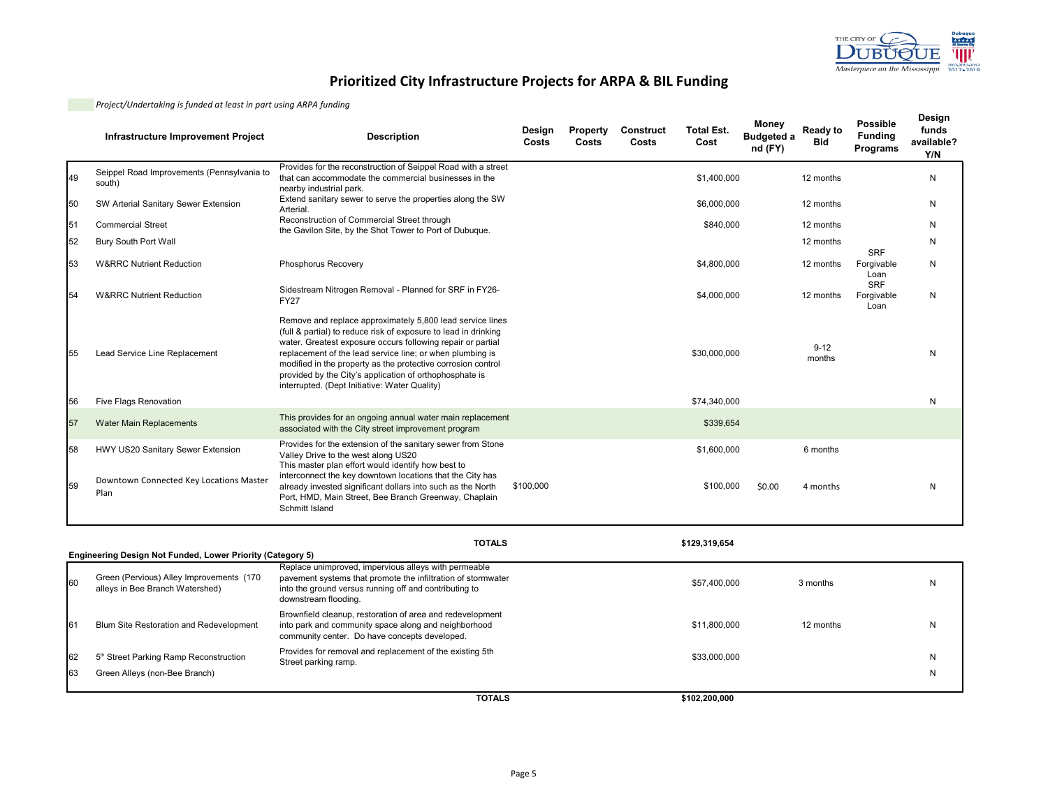# Prioritized City Infrastructure Projects for ARPA & BIL Funding

*Project/Undertaking is funded at least in part using ARPA funding*

| | Infrastructure Improvement Project | Description | Design Costs | Property Costs | Construct Costs | Total Est. Cost | Money Budgeted and (FY) | Ready to Bid | Possible Funding Programs | Design funds available? Y/N |
|---|---|---|---|---|---|---|---|---|---|---|
| 49 | Seippel Road Improvements (Pennsylvania to south) | Provides for the reconstruction of Seippel Road with a street that can accommodate the commercial businesses in the nearby industrial park. | | | | $1,400,000 | | 12 months | | N |
| 50 | SW Arterial Sanitary Sewer Extension | Extend sanitary sewer to serve the properties along the SW Arterial. | | | | $6,000,000 | | 12 months | | N |
| 51 | Commercial Street | Reconstruction of Commercial Street through the Gavilon Site, by the Shot Tower to Port of Dubuque. | | | | $840,000 | | 12 months | | N |
| 52 | Bury South Port Wall | | | | | | | 12 months | | N |
| 53 | W&RRC Nutrient Reduction | Phosphorus Recovery | | | | $4,800,000 | | 12 months | SRF Forgivable Loan | N |
| 54 | W&RRC Nutrient Reduction | Sidestream Nitrogen Removal - Planned for SRF in FY26-FY27 | | | | $4,000,000 | | 12 months | SRF Forgivable Loan | N |
| 55 | Lead Service Line Replacement | Remove and replace approximately 5,800 lead service lines (full & partial) to reduce risk of exposure to lead in drinking water. Greatest exposure occurs following repair or partial replacement of the lead service line; or when plumbing is modified in the property as the protective corrosion control provided by the City's application of orthophosphate is interrupted. (Dept Initiative: Water Quality) | | | | $30,000,000 | | 9-12 months | | N |
| 56 | Five Flags Renovation | | | | | $74,340,000 | | | | N |
| 57 | Water Main Replacements | This provides for an ongoing annual water main replacement associated with the City street improvement program | | | | $339,654 | | | | |
| 58 | HWY US20 Sanitary Sewer Extension | Provides for the extension of the sanitary sewer from Stone Valley Drive to the west along US20 | | | | $1,600,000 | | 6 months | | |
| 59 | Downtown Connected Key Locations Master Plan | This master plan effort would identify how best to interconnect the key downtown locations that the City has already invested significant dollars into such as the North Port, HMD, Main Street, Bee Branch Greenway, Chaplain Schmitt Island | $100,000 | | | $100,000 | $0.00 | 4 months | | N |
| | | **TOTALS** | | | | **$129,319,654** | | | | |

**Engineering Design Not Funded, Lower Priority (Category 5)**

| | Infrastructure Improvement Project | Description | Design Costs | Property Costs | Construct Costs | Total Est. Cost | Money Budgeted and (FY) | Ready to Bid | Possible Funding Programs | Design funds available? Y/N |
|---|---|---|---|---|---|---|---|---|---|---|
| 60 | Green (Pervious) Alley Improvements (170 alleys in Bee Branch Watershed) | Replace unimproved, impervious alleys with permeable pavement systems that promote the infiltration of stormwater into the ground versus running off and contributing to downstream flooding. | | | | $57,400,000 | | 3 months | | N |
| 61 | Blum Site Restoration and Redevelopment | Brownfield cleanup, restoration of area and redevelopment into park and community space along and neighborhood community center. Do have concepts developed. | | | | $11,800,000 | | 12 months | | N |
| 62 | 5th Street Parking Ramp Reconstruction | Provides for removal and replacement of the existing 5th Street parking ramp. | | | | $33,000,000 | | | | N |
| 63 | Green Alleys (non-Bee Branch) | | | | | | | | | N |
| | | **TOTALS** | | | | **$102,200,000** | | | | |